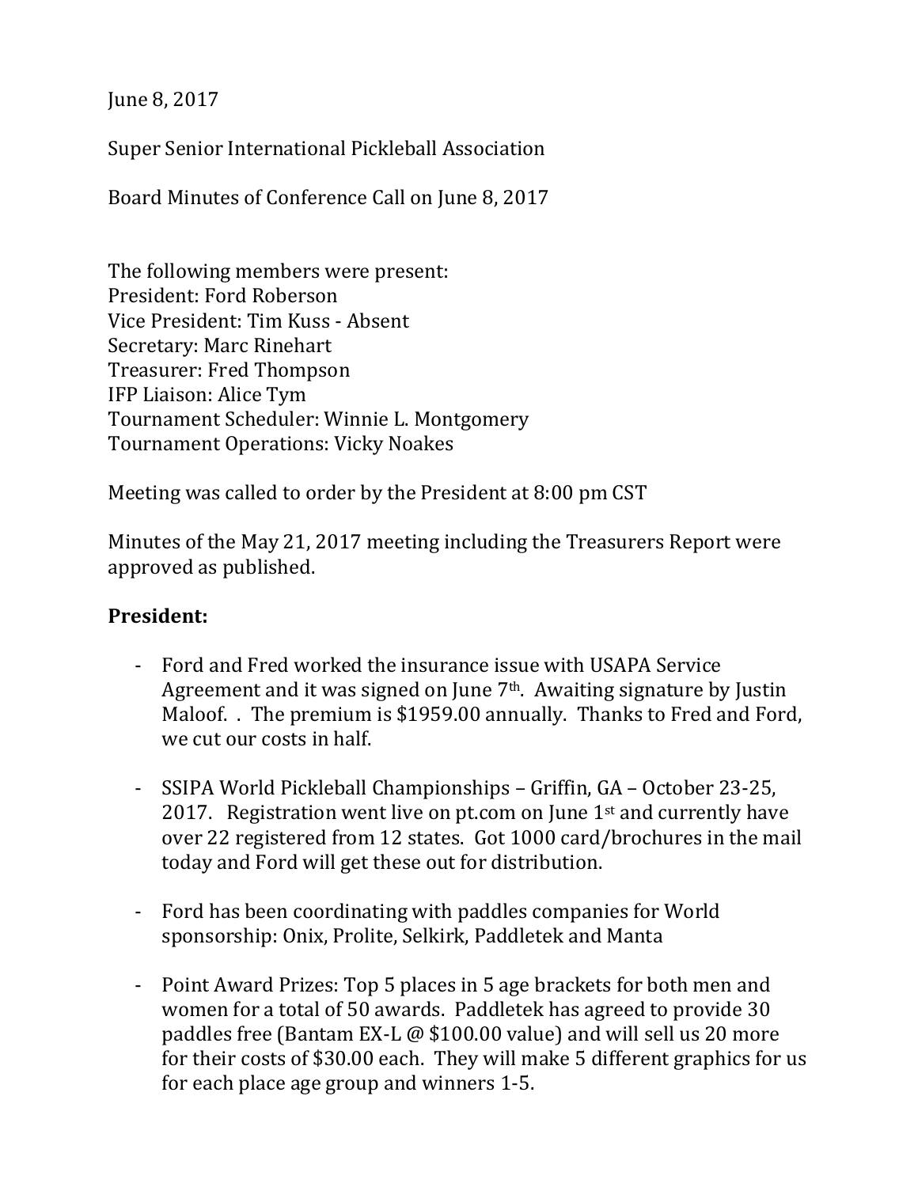June 8, 2017

Super Senior International Pickleball Association

Board Minutes of Conference Call on June 8, 2017

The following members were present:
President: Ford Roberson
Vice President: Tim Kuss - Absent
Secretary: Marc Rinehart
Treasurer: Fred Thompson
IFP Liaison: Alice Tym
Tournament Scheduler: Winnie L. Montgomery
Tournament Operations: Vicky Noakes

Meeting was called to order by the President at 8:00 pm CST

Minutes of the May 21, 2017 meeting including the Treasurers Report were approved as published.

**President:**

- Ford and Fred worked the insurance issue with USAPA Service Agreement and it was signed on June 7th. Awaiting signature by Justin Maloof. . The premium is $1959.00 annually. Thanks to Fred and Ford, we cut our costs in half.

- SSIPA World Pickleball Championships – Griffin, GA – October 23-25, 2017. Registration went live on pt.com on June 1st and currently have over 22 registered from 12 states. Got 1000 card/brochures in the mail today and Ford will get these out for distribution.

- Ford has been coordinating with paddles companies for World sponsorship: Onix, Prolite, Selkirk, Paddletek and Manta

- Point Award Prizes: Top 5 places in 5 age brackets for both men and women for a total of 50 awards. Paddletek has agreed to provide 30 paddles free (Bantam EX-L @ $100.00 value) and will sell us 20 more for their costs of $30.00 each. They will make 5 different graphics for us for each place age group and winners 1-5.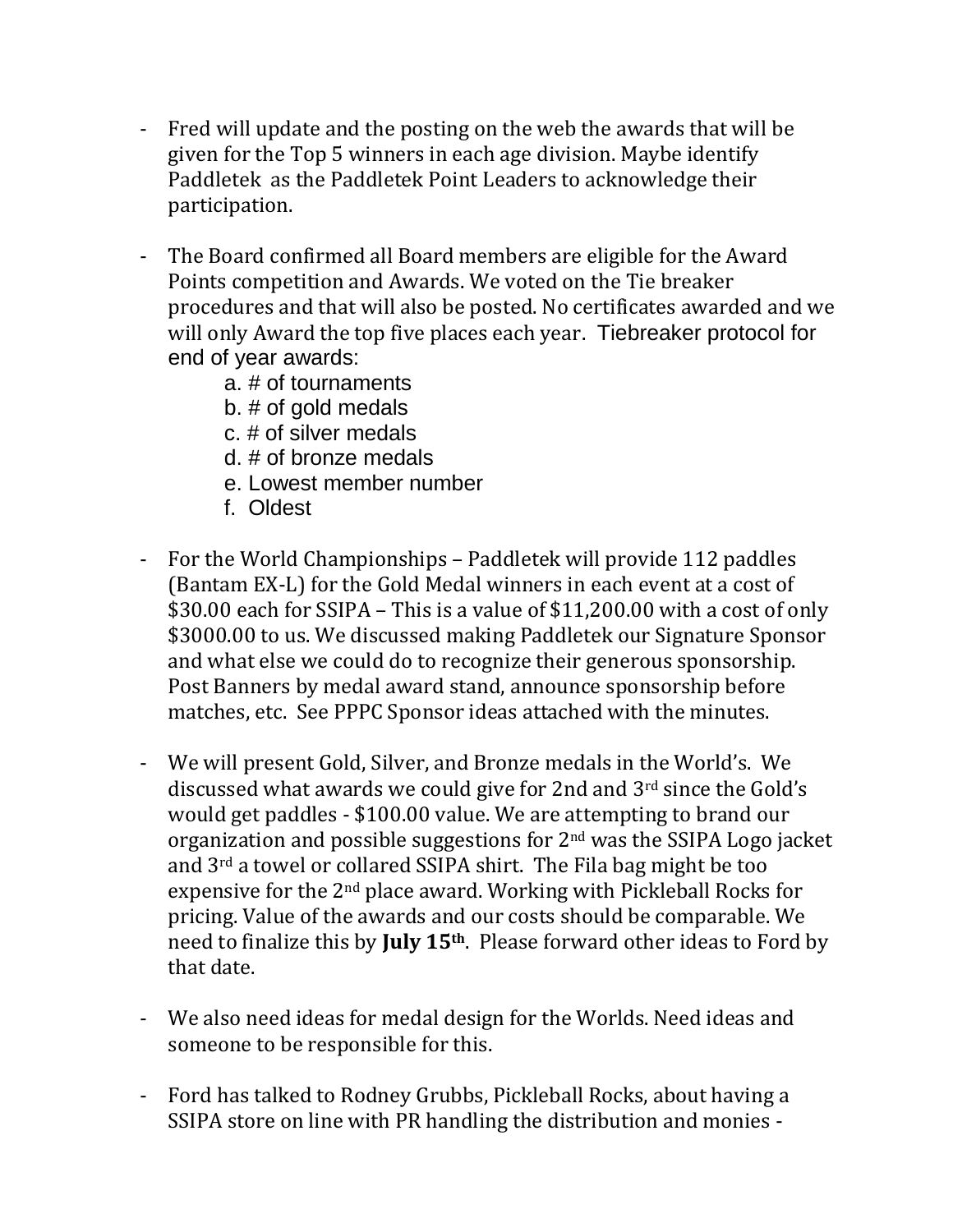- Fred will update and the posting on the web the awards that will be given for the Top 5 winners in each age division. Maybe identify Paddletek as the Paddletek Point Leaders to acknowledge their participation.

- The Board confirmed all Board members are eligible for the Award Points competition and Awards. We voted on the Tie breaker procedures and that will also be posted. No certificates awarded and we will only Award the top five places each year. Tiebreaker protocol for end of year awards:
    a. # of tournaments
    b. # of gold medals
    c. # of silver medals
    d. # of bronze medals
    e. Lowest member number
    f. Oldest

- For the World Championships – Paddletek will provide 112 paddles (Bantam EX-L) for the Gold Medal winners in each event at a cost of $30.00 each for SSIPA – This is a value of $11,200.00 with a cost of only $3000.00 to us. We discussed making Paddletek our Signature Sponsor and what else we could do to recognize their generous sponsorship. Post Banners by medal award stand, announce sponsorship before matches, etc. See PPPC Sponsor ideas attached with the minutes.

- We will present Gold, Silver, and Bronze medals in the World's. We discussed what awards we could give for 2nd and 3rd since the Gold's would get paddles - $100.00 value. We are attempting to brand our organization and possible suggestions for 2nd was the SSIPA Logo jacket and 3rd a towel or collared SSIPA shirt. The Fila bag might be too expensive for the 2nd place award. Working with Pickleball Rocks for pricing. Value of the awards and our costs should be comparable. We need to finalize this by **July 15th**. Please forward other ideas to Ford by that date.

- We also need ideas for medal design for the Worlds. Need ideas and someone to be responsible for this.

- Ford has talked to Rodney Grubbs, Pickleball Rocks, about having a SSIPA store on line with PR handling the distribution and monies -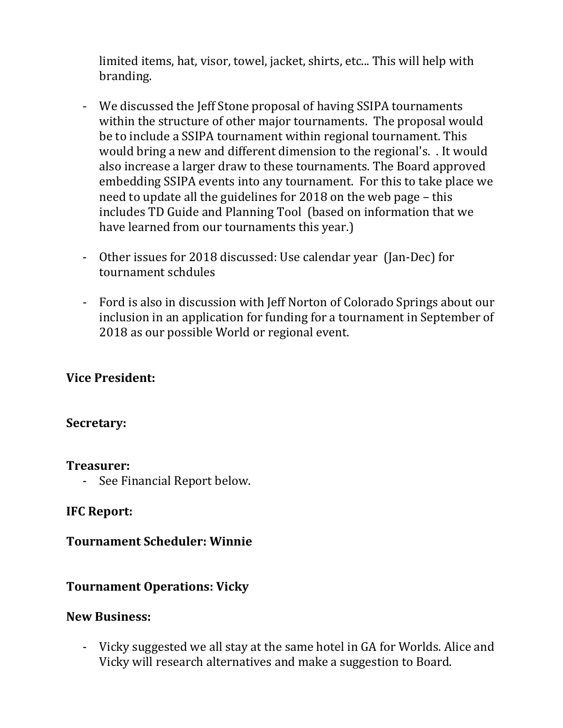limited items, hat, visor, towel, jacket, shirts, etc... This will help with branding.

- We discussed the Jeff Stone proposal of having SSIPA tournaments within the structure of other major tournaments. The proposal would be to include a SSIPA tournament within regional tournament. This would bring a new and different dimension to the regional's. . It would also increase a larger draw to these tournaments. The Board approved embedding SSIPA events into any tournament. For this to take place we need to update all the guidelines for 2018 on the web page – this includes TD Guide and Planning Tool (based on information that we have learned from our tournaments this year.)

- Other issues for 2018 discussed: Use calendar year (Jan-Dec) for tournament schdules

- Ford is also in discussion with Jeff Norton of Colorado Springs about our inclusion in an application for funding for a tournament in September of 2018 as our possible World or regional event.

**Vice President:**

**Secretary:**

**Treasurer:**

- See Financial Report below.

**IFC Report:**

**Tournament Scheduler: Winnie**

**Tournament Operations: Vicky**

**New Business:**

- Vicky suggested we all stay at the same hotel in GA for Worlds. Alice and Vicky will research alternatives and make a suggestion to Board.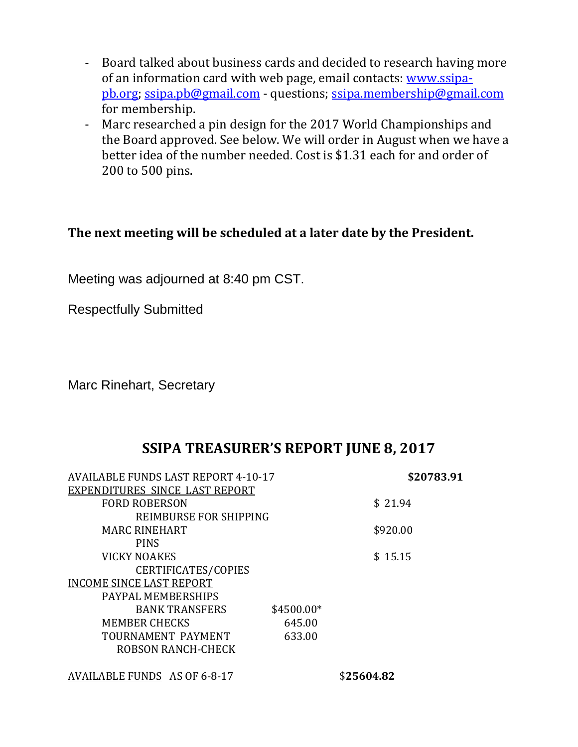- Board talked about business cards and decided to research having more of an information card with web page, email contacts: www.ssipa-pb.org; ssipa.pb@gmail.com - questions; ssipa.membership@gmail.com for membership.
- Marc researched a pin design for the 2017 World Championships and the Board approved. See below. We will order in August when we have a better idea of the number needed. Cost is $1.31 each for and order of 200 to 500 pins.

**The next meeting will be scheduled at a later date by the President.**

Meeting was adjourned at 8:40 pm CST.

Respectfully Submitted

Marc Rinehart, Secretary

## SSIPA TREASURER'S REPORT JUNE 8, 2017

| | | | |
|---|---|---|---|
| AVAILABLE FUNDS LAST REPORT 4-10-17 | | | **$20783.91** |
| EXPENDITURES SINCE LAST REPORT | | | |
| FORD ROBERSON | | $ 21.94 | |
| REIMBURSE FOR SHIPPING | | | |
| MARC RINEHART | | $920.00 | |
| PINS | | | |
| VICKY NOAKES | | $ 15.15 | |
| CERTIFICATES/COPIES | | | |
| INCOME SINCE LAST REPORT | | | |
| PAYPAL MEMBERSHIPS | | | |
| BANK TRANSFERS | $4500.00* | | |
| MEMBER CHECKS | 645.00 | | |
| TOURNAMENT PAYMENT | 633.00 | | |
| ROBSON RANCH-CHECK | | | |
| AVAILABLE FUNDS AS OF 6-8-17 | | $**25604.82** | |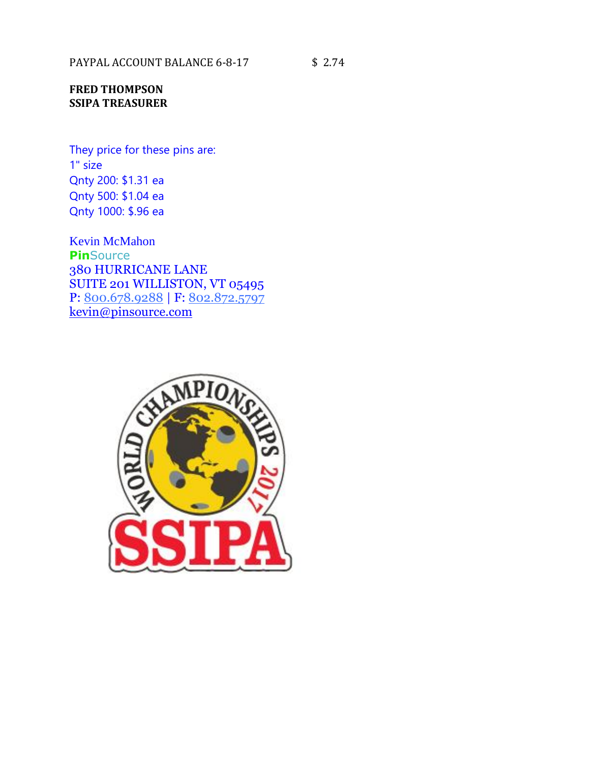PAYPAL ACCOUNT BALANCE 6-8-17 $ 2.74

**FRED THOMPSON**
**SSIPA TREASURER**

They price for these pins are:
1" size
Qnty 200: $1.31 ea
Qnty 500: $1.04 ea
Qnty 1000: $.96 ea

Kevin McMahon
**Pin**Source
380 HURRICANE LANE
SUITE 201 WILLISTON, VT 05495
P: 800.678.9288 | F: 802.872.5797
kevin@pinsource.com

WORLD CHAMPIONSHIPS 2017
SSIPA